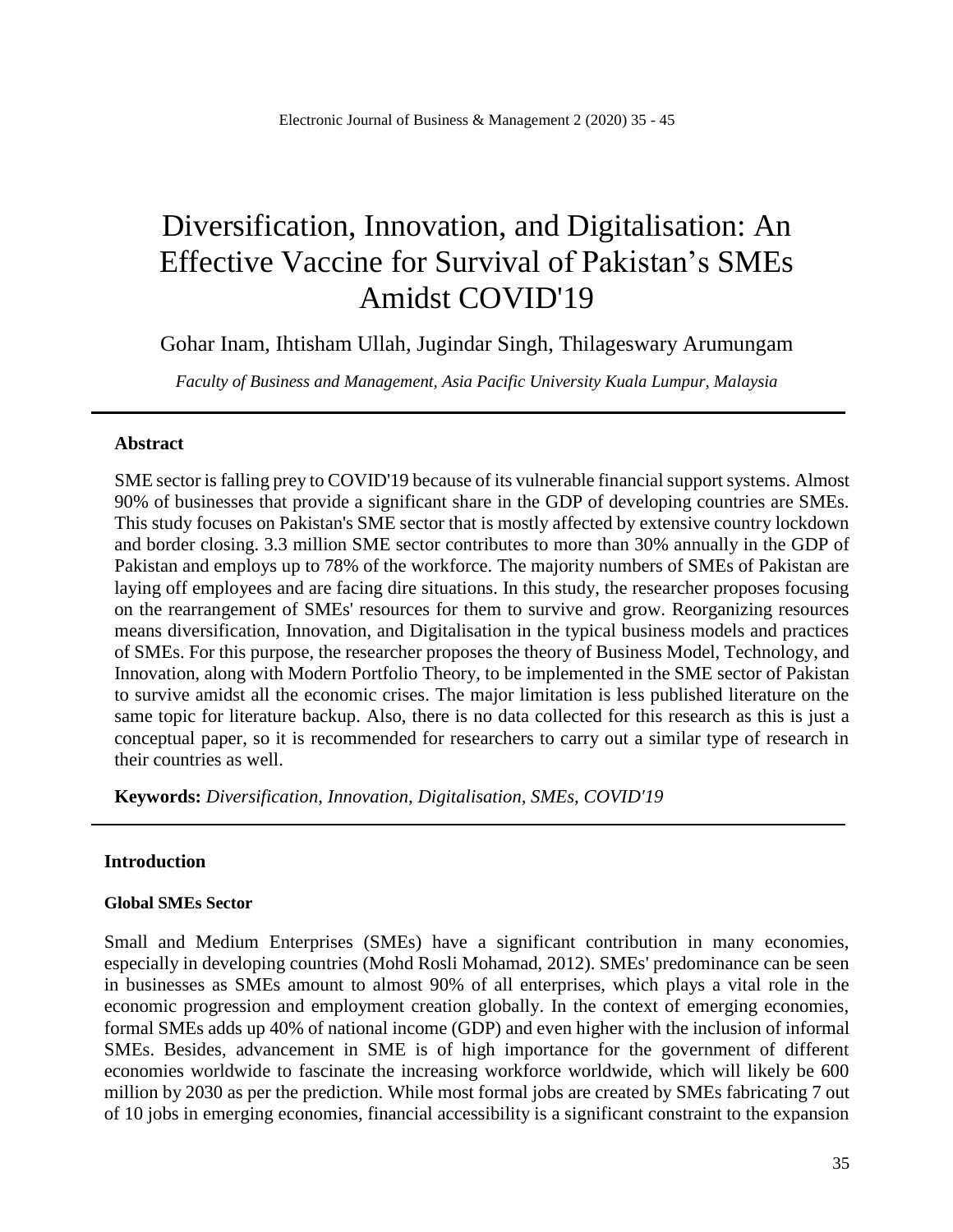# Diversification, Innovation, and Digitalisation: An Effective Vaccine for Survival of Pakistan's SMEs Amidst COVID'19

Gohar Inam, Ihtisham Ullah, Jugindar Singh, Thilageswary Arumungam

*Faculty of Business and Management, Asia Pacific University Kuala Lumpur, Malaysia*

---

### Abstract

SME sector is falling prey to COVID'19 because of its vulnerable financial support systems. Almost 90% of businesses that provide a significant share in the GDP of developing countries are SMEs. This study focuses on Pakistan's SME sector that is mostly affected by extensive country lockdown and border closing. 3.3 million SME sector contributes to more than 30% annually in the GDP of Pakistan and employs up to 78% of the workforce. The majority numbers of SMEs of Pakistan are laying off employees and are facing dire situations. In this study, the researcher proposes focusing on the rearrangement of SMEs' resources for them to survive and grow. Reorganizing resources means diversification, Innovation, and Digitalisation in the typical business models and practices of SMEs. For this purpose, the researcher proposes the theory of Business Model, Technology, and Innovation, along with Modern Portfolio Theory, to be implemented in the SME sector of Pakistan to survive amidst all the economic crises. The major limitation is less published literature on the same topic for literature backup. Also, there is no data collected for this research as this is just a conceptual paper, so it is recommended for researchers to carry out a similar type of research in their countries as well.

**Keywords:** *Diversification, Innovation, Digitalisation, SMEs, COVID'19*

---

## Introduction

### Global SMEs Sector

Small and Medium Enterprises (SMEs) have a significant contribution in many economies, especially in developing countries (Mohd Rosli Mohamad, 2012). SMEs' predominance can be seen in businesses as SMEs amount to almost 90% of all enterprises, which plays a vital role in the economic progression and employment creation globally. In the context of emerging economies, formal SMEs adds up 40% of national income (GDP) and even higher with the inclusion of informal SMEs. Besides, advancement in SME is of high importance for the government of different economies worldwide to fascinate the increasing workforce worldwide, which will likely be 600 million by 2030 as per the prediction. While most formal jobs are created by SMEs fabricating 7 out of 10 jobs in emerging economies, financial accessibility is a significant constraint to the expansion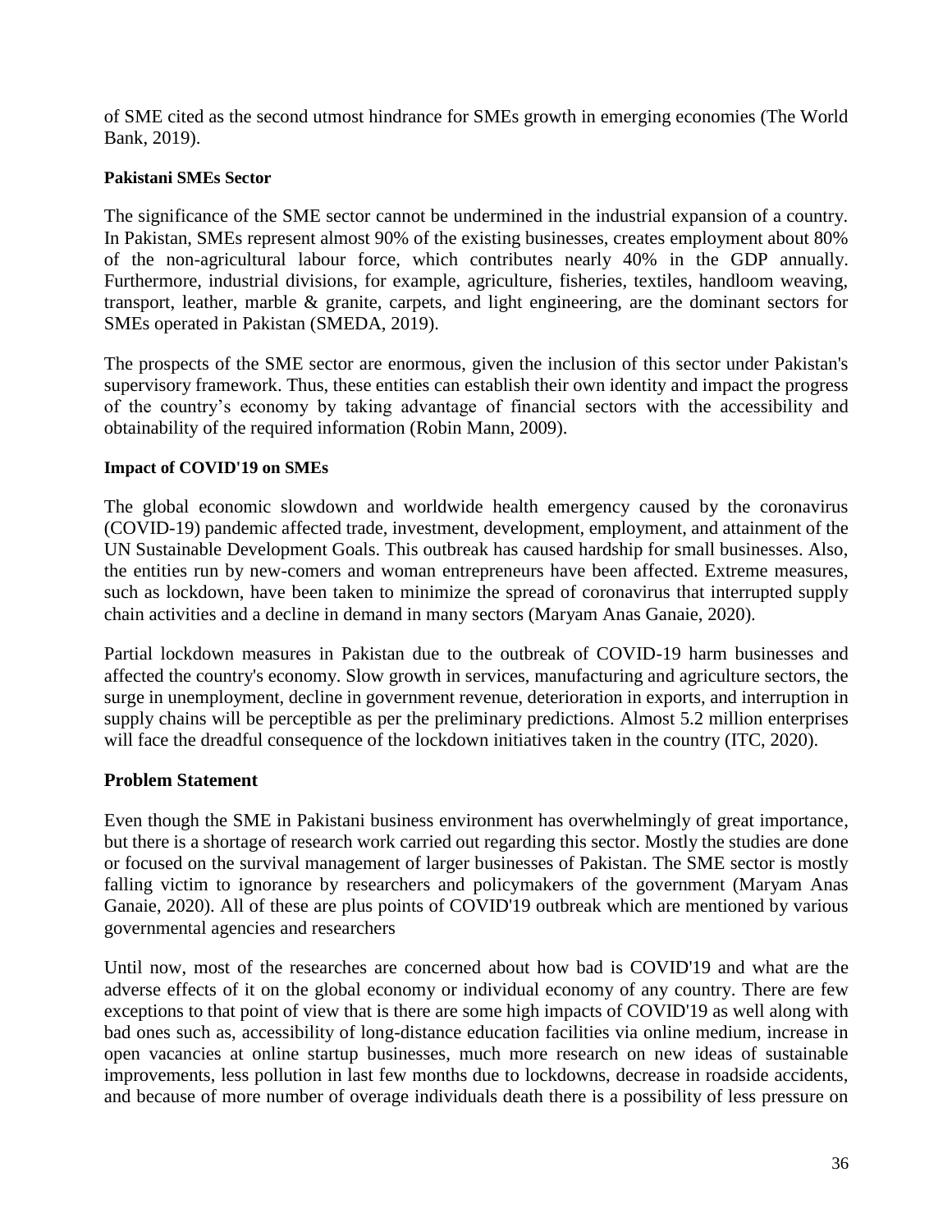of SME cited as the second utmost hindrance for SMEs growth in emerging economies (The World Bank, 2019).

**Pakistani SMEs Sector**

The significance of the SME sector cannot be undermined in the industrial expansion of a country. In Pakistan, SMEs represent almost 90% of the existing businesses, creates employment about 80% of the non-agricultural labour force, which contributes nearly 40% in the GDP annually. Furthermore, industrial divisions, for example, agriculture, fisheries, textiles, handloom weaving, transport, leather, marble & granite, carpets, and light engineering, are the dominant sectors for SMEs operated in Pakistan (SMEDA, 2019).

The prospects of the SME sector are enormous, given the inclusion of this sector under Pakistan's supervisory framework. Thus, these entities can establish their own identity and impact the progress of the country's economy by taking advantage of financial sectors with the accessibility and obtainability of the required information (Robin Mann, 2009).

**Impact of COVID'19 on SMEs**

The global economic slowdown and worldwide health emergency caused by the coronavirus (COVID-19) pandemic affected trade, investment, development, employment, and attainment of the UN Sustainable Development Goals. This outbreak has caused hardship for small businesses. Also, the entities run by new-comers and woman entrepreneurs have been affected. Extreme measures, such as lockdown, have been taken to minimize the spread of coronavirus that interrupted supply chain activities and a decline in demand in many sectors (Maryam Anas Ganaie, 2020).

Partial lockdown measures in Pakistan due to the outbreak of COVID-19 harm businesses and affected the country's economy. Slow growth in services, manufacturing and agriculture sectors, the surge in unemployment, decline in government revenue, deterioration in exports, and interruption in supply chains will be perceptible as per the preliminary predictions. Almost 5.2 million enterprises will face the dreadful consequence of the lockdown initiatives taken in the country (ITC, 2020).

## Problem Statement

Even though the SME in Pakistani business environment has overwhelmingly of great importance, but there is a shortage of research work carried out regarding this sector. Mostly the studies are done or focused on the survival management of larger businesses of Pakistan. The SME sector is mostly falling victim to ignorance by researchers and policymakers of the government (Maryam Anas Ganaie, 2020). All of these are plus points of COVID'19 outbreak which are mentioned by various governmental agencies and researchers

Until now, most of the researches are concerned about how bad is COVID'19 and what are the adverse effects of it on the global economy or individual economy of any country. There are few exceptions to that point of view that is there are some high impacts of COVID'19 as well along with bad ones such as, accessibility of long-distance education facilities via online medium, increase in open vacancies at online startup businesses, much more research on new ideas of sustainable improvements, less pollution in last few months due to lockdowns, decrease in roadside accidents, and because of more number of overage individuals death there is a possibility of less pressure on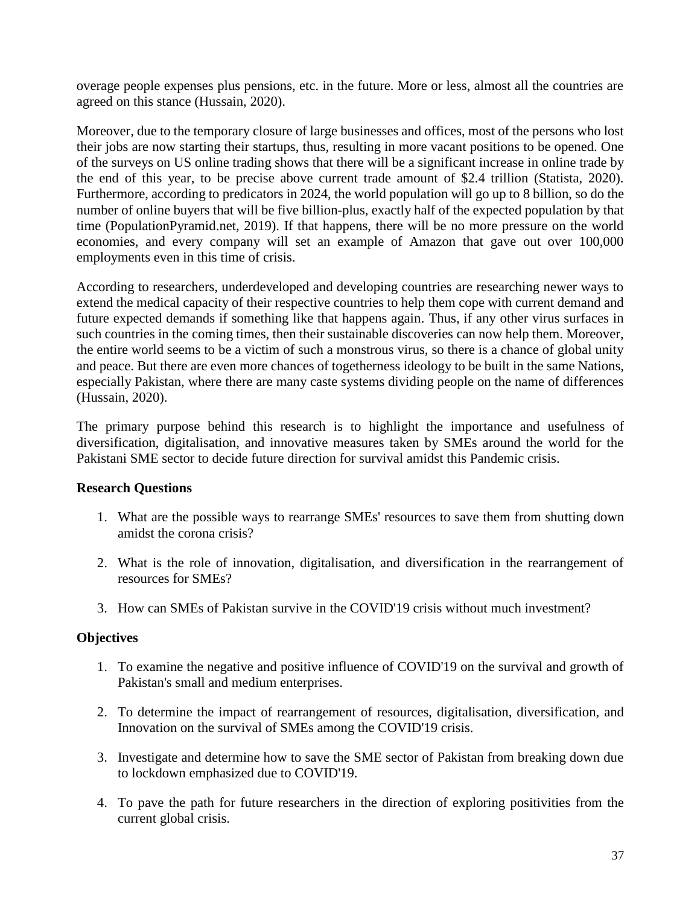overage people expenses plus pensions, etc. in the future. More or less, almost all the countries are agreed on this stance (Hussain, 2020).

Moreover, due to the temporary closure of large businesses and offices, most of the persons who lost their jobs are now starting their startups, thus, resulting in more vacant positions to be opened. One of the surveys on US online trading shows that there will be a significant increase in online trade by the end of this year, to be precise above current trade amount of $2.4 trillion (Statista, 2020). Furthermore, according to predicators in 2024, the world population will go up to 8 billion, so do the number of online buyers that will be five billion-plus, exactly half of the expected population by that time (PopulationPyramid.net, 2019). If that happens, there will be no more pressure on the world economies, and every company will set an example of Amazon that gave out over 100,000 employments even in this time of crisis.

According to researchers, underdeveloped and developing countries are researching newer ways to extend the medical capacity of their respective countries to help them cope with current demand and future expected demands if something like that happens again. Thus, if any other virus surfaces in such countries in the coming times, then their sustainable discoveries can now help them. Moreover, the entire world seems to be a victim of such a monstrous virus, so there is a chance of global unity and peace. But there are even more chances of togetherness ideology to be built in the same Nations, especially Pakistan, where there are many caste systems dividing people on the name of differences (Hussain, 2020).

The primary purpose behind this research is to highlight the importance and usefulness of diversification, digitalisation, and innovative measures taken by SMEs around the world for the Pakistani SME sector to decide future direction for survival amidst this Pandemic crisis.

**Research Questions**

1. What are the possible ways to rearrange SMEs' resources to save them from shutting down amidst the corona crisis?
2. What is the role of innovation, digitalisation, and diversification in the rearrangement of resources for SMEs?
3. How can SMEs of Pakistan survive in the COVID'19 crisis without much investment?

**Objectives**

1. To examine the negative and positive influence of COVID'19 on the survival and growth of Pakistan's small and medium enterprises.
2. To determine the impact of rearrangement of resources, digitalisation, diversification, and Innovation on the survival of SMEs among the COVID'19 crisis.
3. Investigate and determine how to save the SME sector of Pakistan from breaking down due to lockdown emphasized due to COVID'19.
4. To pave the path for future researchers in the direction of exploring positivities from the current global crisis.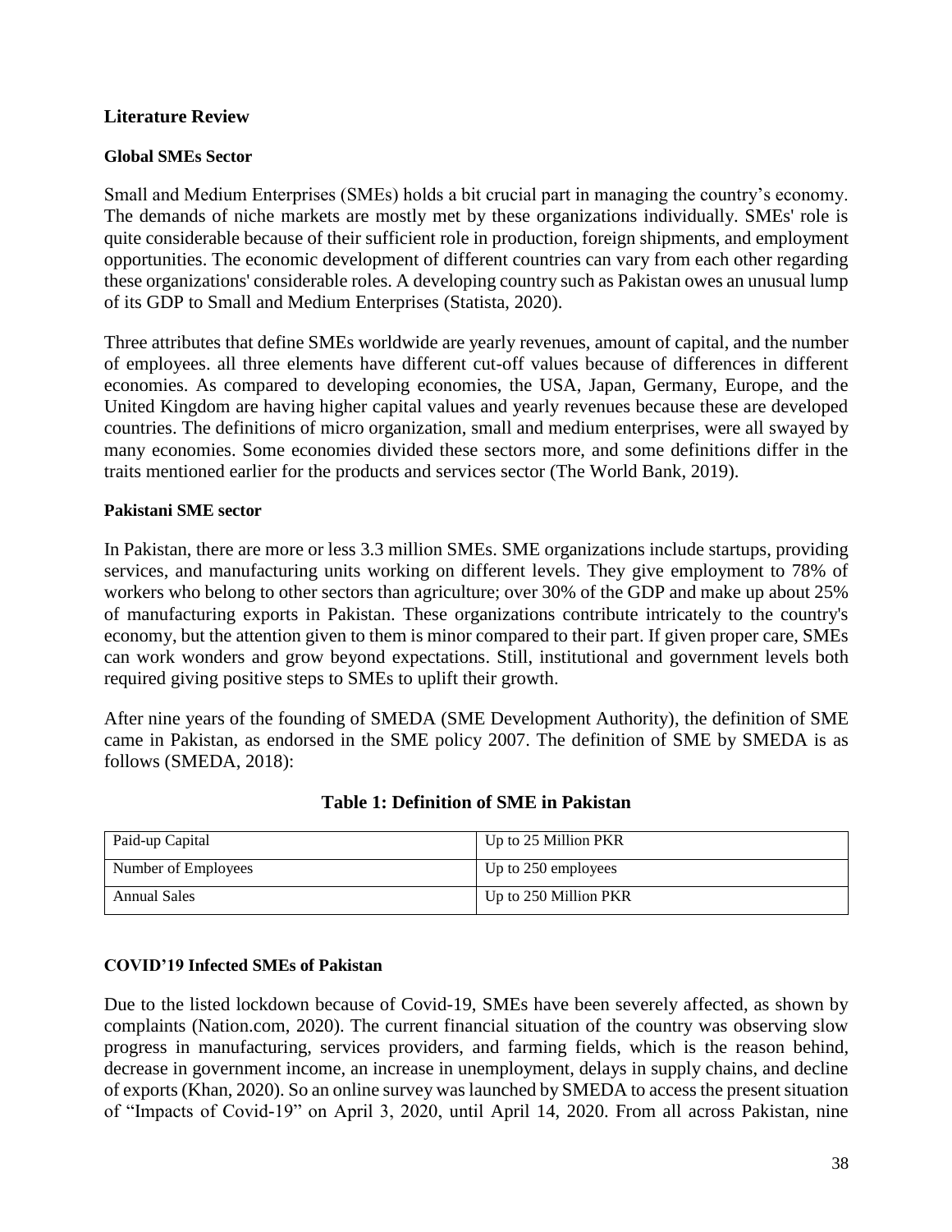## Literature Review

### Global SMEs Sector

Small and Medium Enterprises (SMEs) holds a bit crucial part in managing the country's economy. The demands of niche markets are mostly met by these organizations individually. SMEs' role is quite considerable because of their sufficient role in production, foreign shipments, and employment opportunities. The economic development of different countries can vary from each other regarding these organizations' considerable roles. A developing country such as Pakistan owes an unusual lump of its GDP to Small and Medium Enterprises (Statista, 2020).

Three attributes that define SMEs worldwide are yearly revenues, amount of capital, and the number of employees. all three elements have different cut-off values because of differences in different economies. As compared to developing economies, the USA, Japan, Germany, Europe, and the United Kingdom are having higher capital values and yearly revenues because these are developed countries. The definitions of micro organization, small and medium enterprises, were all swayed by many economies. Some economies divided these sectors more, and some definitions differ in the traits mentioned earlier for the products and services sector (The World Bank, 2019).

### Pakistani SME sector

In Pakistan, there are more or less 3.3 million SMEs. SME organizations include startups, providing services, and manufacturing units working on different levels. They give employment to 78% of workers who belong to other sectors than agriculture; over 30% of the GDP and make up about 25% of manufacturing exports in Pakistan. These organizations contribute intricately to the country's economy, but the attention given to them is minor compared to their part. If given proper care, SMEs can work wonders and grow beyond expectations. Still, institutional and government levels both required giving positive steps to SMEs to uplift their growth.

After nine years of the founding of SMEDA (SME Development Authority), the definition of SME came in Pakistan, as endorsed in the SME policy 2007. The definition of SME by SMEDA is as follows (SMEDA, 2018):

**Table 1: Definition of SME in Pakistan**

| | |
|---|---|
| Paid-up Capital | Up to 25 Million PKR |
| Number of Employees | Up to 250 employees |
| Annual Sales | Up to 250 Million PKR |

### COVID'19 Infected SMEs of Pakistan

Due to the listed lockdown because of Covid-19, SMEs have been severely affected, as shown by complaints (Nation.com, 2020). The current financial situation of the country was observing slow progress in manufacturing, services providers, and farming fields, which is the reason behind, decrease in government income, an increase in unemployment, delays in supply chains, and decline of exports (Khan, 2020). So an online survey was launched by SMEDA to access the present situation of "Impacts of Covid-19" on April 3, 2020, until April 14, 2020. From all across Pakistan, nine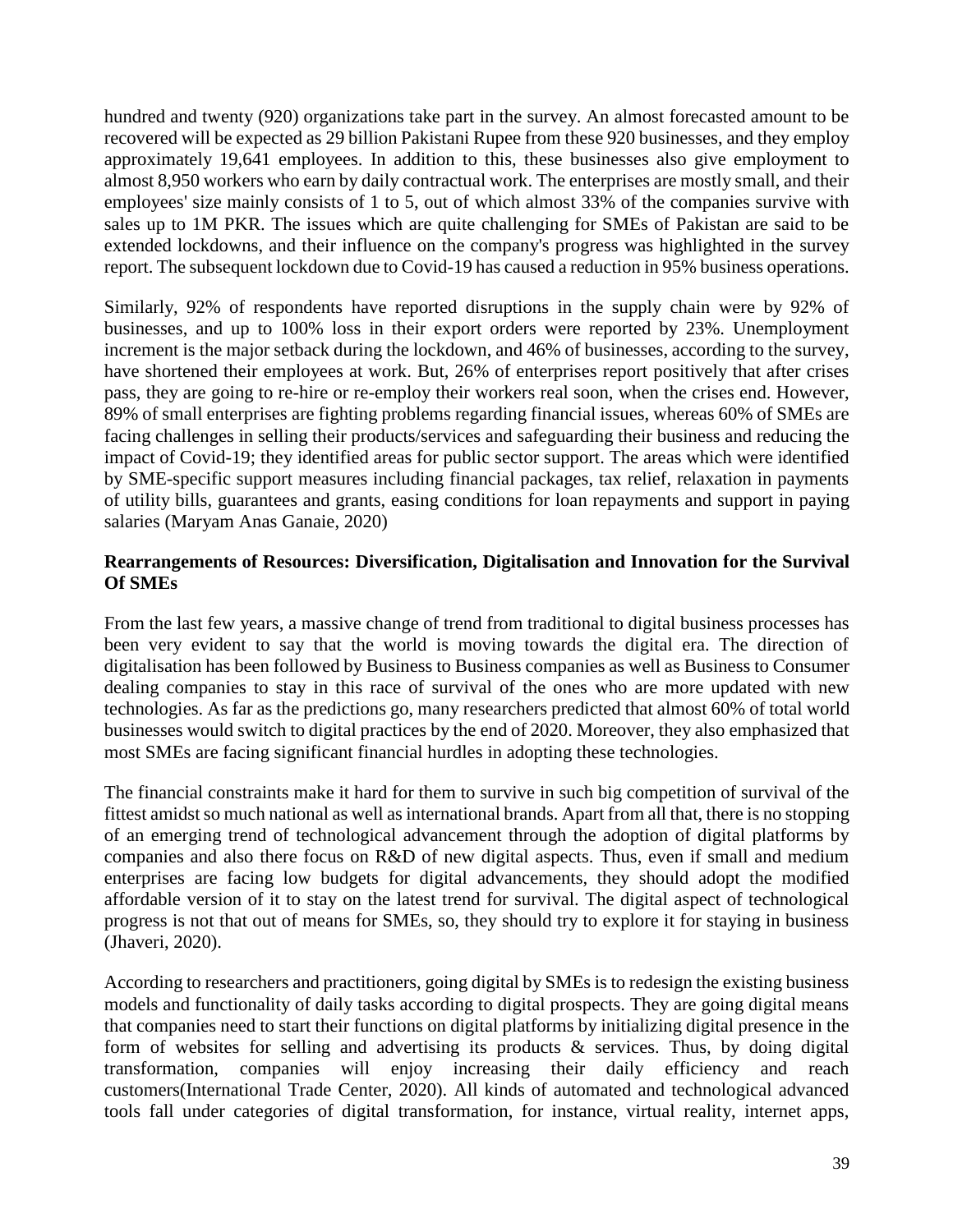hundred and twenty (920) organizations take part in the survey. An almost forecasted amount to be recovered will be expected as 29 billion Pakistani Rupee from these 920 businesses, and they employ approximately 19,641 employees. In addition to this, these businesses also give employment to almost 8,950 workers who earn by daily contractual work. The enterprises are mostly small, and their employees' size mainly consists of 1 to 5, out of which almost 33% of the companies survive with sales up to 1M PKR. The issues which are quite challenging for SMEs of Pakistan are said to be extended lockdowns, and their influence on the company's progress was highlighted in the survey report. The subsequent lockdown due to Covid-19 has caused a reduction in 95% business operations.

Similarly, 92% of respondents have reported disruptions in the supply chain were by 92% of businesses, and up to 100% loss in their export orders were reported by 23%. Unemployment increment is the major setback during the lockdown, and 46% of businesses, according to the survey, have shortened their employees at work. But, 26% of enterprises report positively that after crises pass, they are going to re-hire or re-employ their workers real soon, when the crises end. However, 89% of small enterprises are fighting problems regarding financial issues, whereas 60% of SMEs are facing challenges in selling their products/services and safeguarding their business and reducing the impact of Covid-19; they identified areas for public sector support. The areas which were identified by SME-specific support measures including financial packages, tax relief, relaxation in payments of utility bills, guarantees and grants, easing conditions for loan repayments and support in paying salaries (Maryam Anas Ganaie, 2020)

**Rearrangements of Resources: Diversification, Digitalisation and Innovation for the Survival Of SMEs**

From the last few years, a massive change of trend from traditional to digital business processes has been very evident to say that the world is moving towards the digital era. The direction of digitalisation has been followed by Business to Business companies as well as Business to Consumer dealing companies to stay in this race of survival of the ones who are more updated with new technologies. As far as the predictions go, many researchers predicted that almost 60% of total world businesses would switch to digital practices by the end of 2020. Moreover, they also emphasized that most SMEs are facing significant financial hurdles in adopting these technologies.

The financial constraints make it hard for them to survive in such big competition of survival of the fittest amidst so much national as well as international brands. Apart from all that, there is no stopping of an emerging trend of technological advancement through the adoption of digital platforms by companies and also there focus on R&D of new digital aspects. Thus, even if small and medium enterprises are facing low budgets for digital advancements, they should adopt the modified affordable version of it to stay on the latest trend for survival. The digital aspect of technological progress is not that out of means for SMEs, so, they should try to explore it for staying in business (Jhaveri, 2020).

According to researchers and practitioners, going digital by SMEs is to redesign the existing business models and functionality of daily tasks according to digital prospects. They are going digital means that companies need to start their functions on digital platforms by initializing digital presence in the form of websites for selling and advertising its products & services. Thus, by doing digital transformation, companies will enjoy increasing their daily efficiency and reach customers(International Trade Center, 2020). All kinds of automated and technological advanced tools fall under categories of digital transformation, for instance, virtual reality, internet apps,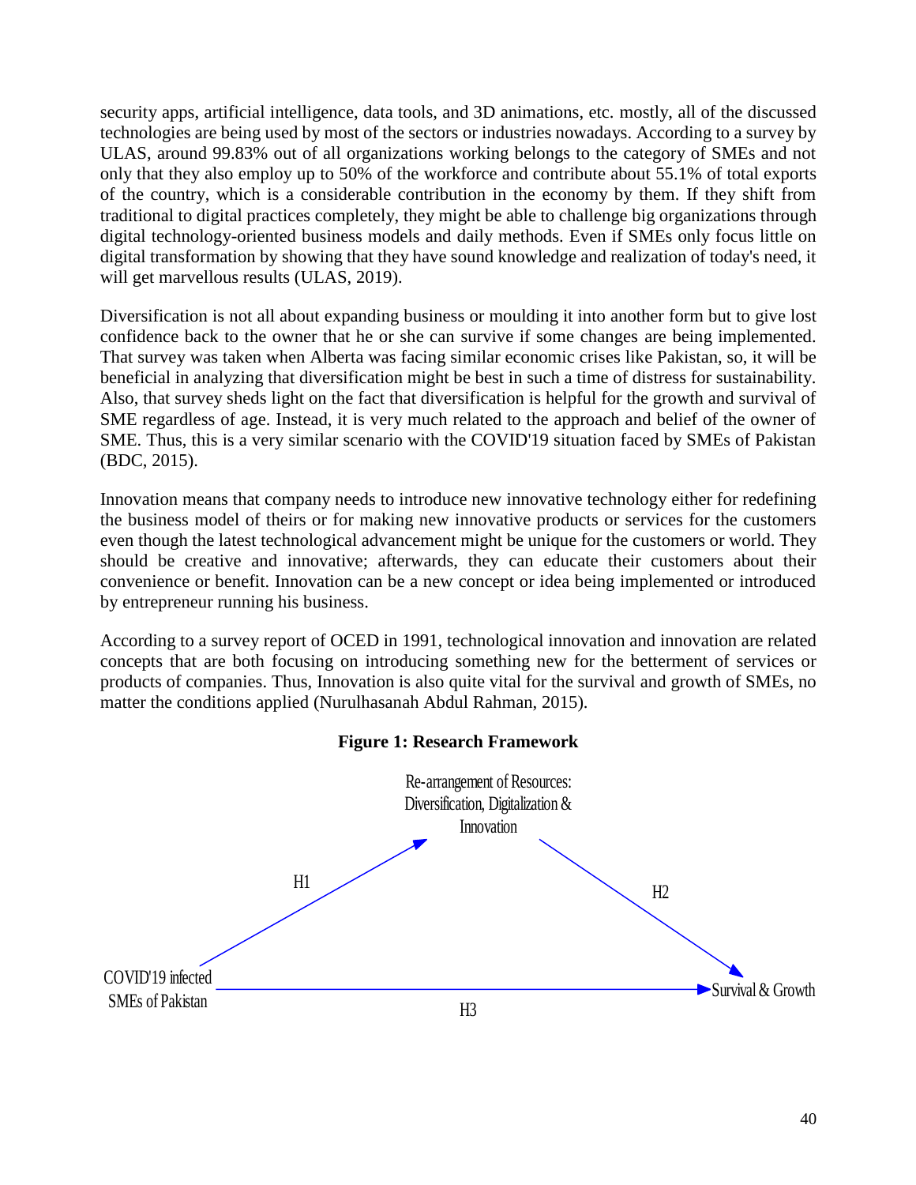security apps, artificial intelligence, data tools, and 3D animations, etc. mostly, all of the discussed technologies are being used by most of the sectors or industries nowadays. According to a survey by ULAS, around 99.83% out of all organizations working belongs to the category of SMEs and not only that they also employ up to 50% of the workforce and contribute about 55.1% of total exports of the country, which is a considerable contribution in the economy by them. If they shift from traditional to digital practices completely, they might be able to challenge big organizations through digital technology-oriented business models and daily methods. Even if SMEs only focus little on digital transformation by showing that they have sound knowledge and realization of today's need, it will get marvellous results (ULAS, 2019).

Diversification is not all about expanding business or moulding it into another form but to give lost confidence back to the owner that he or she can survive if some changes are being implemented. That survey was taken when Alberta was facing similar economic crises like Pakistan, so, it will be beneficial in analyzing that diversification might be best in such a time of distress for sustainability. Also, that survey sheds light on the fact that diversification is helpful for the growth and survival of SME regardless of age. Instead, it is very much related to the approach and belief of the owner of SME. Thus, this is a very similar scenario with the COVID'19 situation faced by SMEs of Pakistan (BDC, 2015).

Innovation means that company needs to introduce new innovative technology either for redefining the business model of theirs or for making new innovative products or services for the customers even though the latest technological advancement might be unique for the customers or world. They should be creative and innovative; afterwards, they can educate their customers about their convenience or benefit. Innovation can be a new concept or idea being implemented or introduced by entrepreneur running his business.

According to a survey report of OCED in 1991, technological innovation and innovation are related concepts that are both focusing on introducing something new for the betterment of services or products of companies. Thus, Innovation is also quite vital for the survival and growth of SMEs, no matter the conditions applied (Nurulhasanah Abdul Rahman, 2015).

**Figure 1: Research Framework**

Re-arrangement of Resources: Diversification, Digitalization & Innovation

H1

H2

COVID'19 infected SMEs of Pakistan

Survival & Growth

H3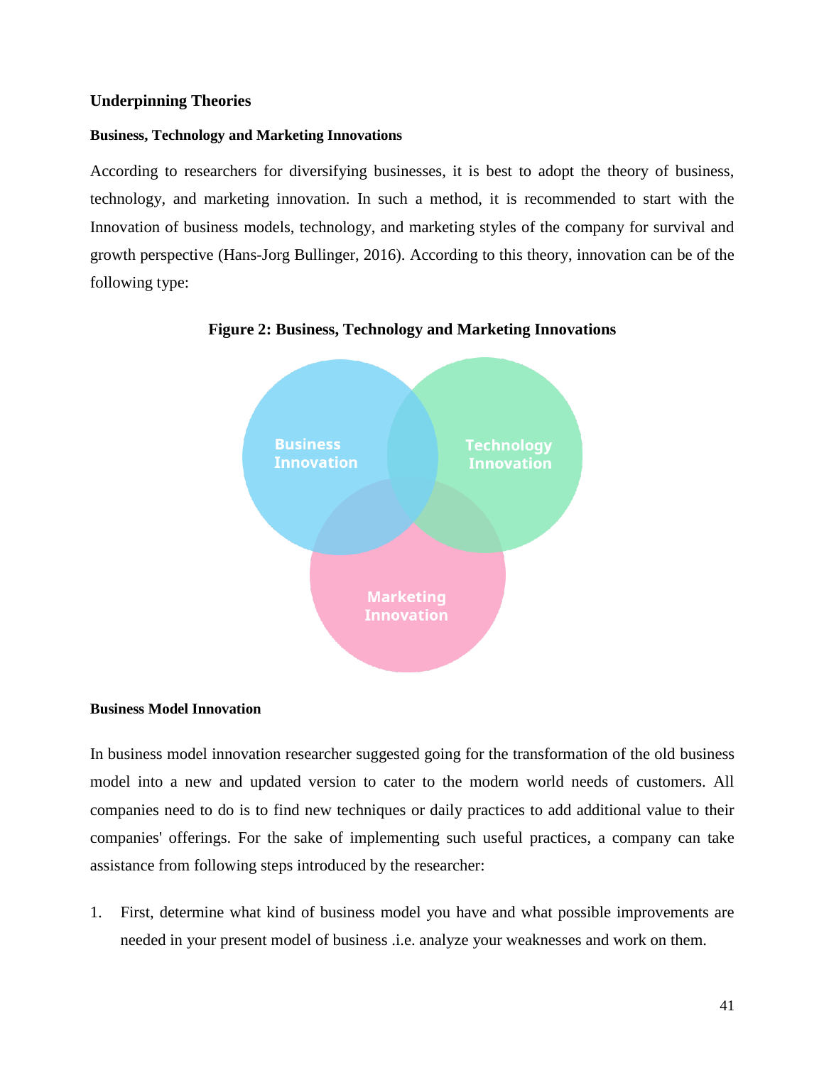## Underpinning Theories

### Business, Technology and Marketing Innovations

According to researchers for diversifying businesses, it is best to adopt the theory of business, technology, and marketing innovation. In such a method, it is recommended to start with the Innovation of business models, technology, and marketing styles of the company for survival and growth perspective (Hans-Jorg Bullinger, 2016). According to this theory, innovation can be of the following type:

**Figure 2: Business, Technology and Marketing Innovations**

### Business Model Innovation

In business model innovation researcher suggested going for the transformation of the old business model into a new and updated version to cater to the modern world needs of customers. All companies need to do is to find new techniques or daily practices to add additional value to their companies' offerings. For the sake of implementing such useful practices, a company can take assistance from following steps introduced by the researcher:

1. First, determine what kind of business model you have and what possible improvements are needed in your present model of business .i.e. analyze your weaknesses and work on them.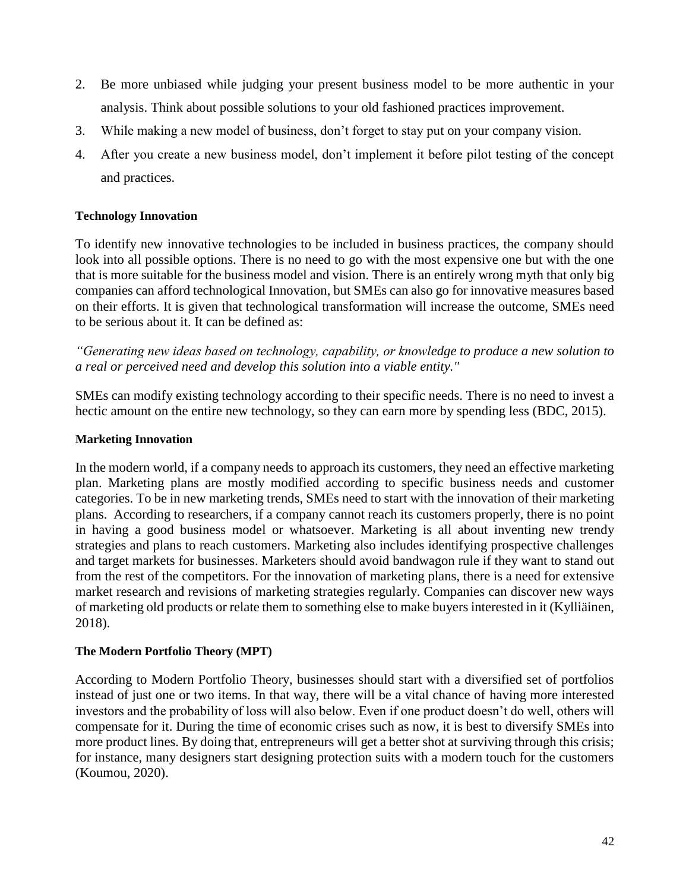2. Be more unbiased while judging your present business model to be more authentic in your analysis. Think about possible solutions to your old fashioned practices improvement.
3. While making a new model of business, don't forget to stay put on your company vision.
4. After you create a new business model, don't implement it before pilot testing of the concept and practices.

**Technology Innovation**

To identify new innovative technologies to be included in business practices, the company should look into all possible options. There is no need to go with the most expensive one but with the one that is more suitable for the business model and vision. There is an entirely wrong myth that only big companies can afford technological Innovation, but SMEs can also go for innovative measures based on their efforts. It is given that technological transformation will increase the outcome, SMEs need to be serious about it. It can be defined as:

*"Generating new ideas based on technology, capability, or knowledge to produce a new solution to a real or perceived need and develop this solution into a viable entity."*

SMEs can modify existing technology according to their specific needs. There is no need to invest a hectic amount on the entire new technology, so they can earn more by spending less (BDC, 2015).

**Marketing Innovation**

In the modern world, if a company needs to approach its customers, they need an effective marketing plan. Marketing plans are mostly modified according to specific business needs and customer categories. To be in new marketing trends, SMEs need to start with the innovation of their marketing plans. According to researchers, if a company cannot reach its customers properly, there is no point in having a good business model or whatsoever. Marketing is all about inventing new trendy strategies and plans to reach customers. Marketing also includes identifying prospective challenges and target markets for businesses. Marketers should avoid bandwagon rule if they want to stand out from the rest of the competitors. For the innovation of marketing plans, there is a need for extensive market research and revisions of marketing strategies regularly. Companies can discover new ways of marketing old products or relate them to something else to make buyers interested in it (Kylliäinen, 2018).

**The Modern Portfolio Theory (MPT)**

According to Modern Portfolio Theory, businesses should start with a diversified set of portfolios instead of just one or two items. In that way, there will be a vital chance of having more interested investors and the probability of loss will also below. Even if one product doesn't do well, others will compensate for it. During the time of economic crises such as now, it is best to diversify SMEs into more product lines. By doing that, entrepreneurs will get a better shot at surviving through this crisis; for instance, many designers start designing protection suits with a modern touch for the customers (Koumou, 2020).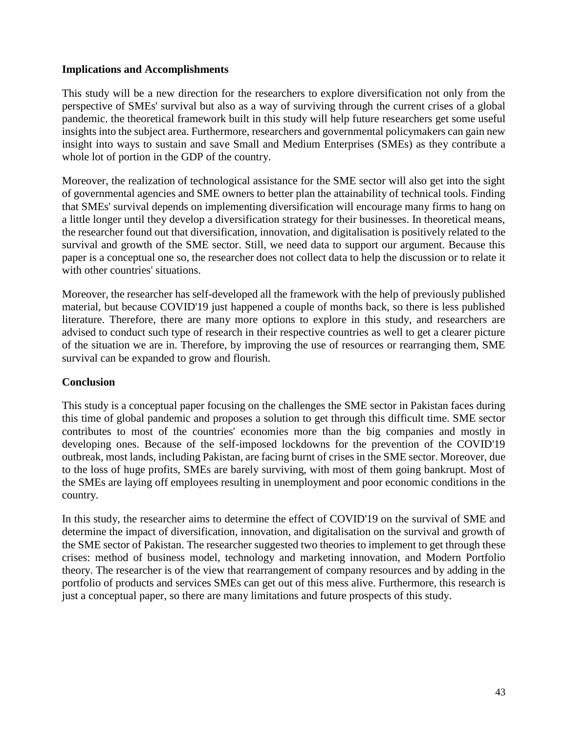**Implications and Accomplishments**

This study will be a new direction for the researchers to explore diversification not only from the perspective of SMEs' survival but also as a way of surviving through the current crises of a global pandemic. the theoretical framework built in this study will help future researchers get some useful insights into the subject area. Furthermore, researchers and governmental policymakers can gain new insight into ways to sustain and save Small and Medium Enterprises (SMEs) as they contribute a whole lot of portion in the GDP of the country.

Moreover, the realization of technological assistance for the SME sector will also get into the sight of governmental agencies and SME owners to better plan the attainability of technical tools. Finding that SMEs' survival depends on implementing diversification will encourage many firms to hang on a little longer until they develop a diversification strategy for their businesses. In theoretical means, the researcher found out that diversification, innovation, and digitalisation is positively related to the survival and growth of the SME sector. Still, we need data to support our argument. Because this paper is a conceptual one so, the researcher does not collect data to help the discussion or to relate it with other countries' situations.

Moreover, the researcher has self-developed all the framework with the help of previously published material, but because COVID'19 just happened a couple of months back, so there is less published literature. Therefore, there are many more options to explore in this study, and researchers are advised to conduct such type of research in their respective countries as well to get a clearer picture of the situation we are in. Therefore, by improving the use of resources or rearranging them, SME survival can be expanded to grow and flourish.

**Conclusion**

This study is a conceptual paper focusing on the challenges the SME sector in Pakistan faces during this time of global pandemic and proposes a solution to get through this difficult time. SME sector contributes to most of the countries' economies more than the big companies and mostly in developing ones. Because of the self-imposed lockdowns for the prevention of the COVID'19 outbreak, most lands, including Pakistan, are facing burnt of crises in the SME sector. Moreover, due to the loss of huge profits, SMEs are barely surviving, with most of them going bankrupt. Most of the SMEs are laying off employees resulting in unemployment and poor economic conditions in the country.

In this study, the researcher aims to determine the effect of COVID'19 on the survival of SME and determine the impact of diversification, innovation, and digitalisation on the survival and growth of the SME sector of Pakistan. The researcher suggested two theories to implement to get through these crises: method of business model, technology and marketing innovation, and Modern Portfolio theory. The researcher is of the view that rearrangement of company resources and by adding in the portfolio of products and services SMEs can get out of this mess alive. Furthermore, this research is just a conceptual paper, so there are many limitations and future prospects of this study.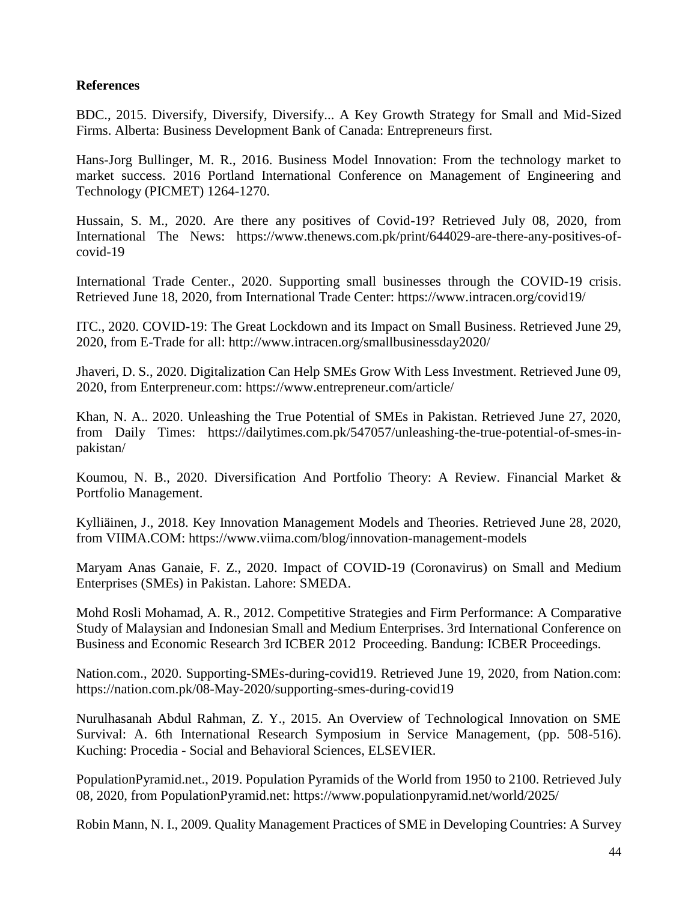**References**

BDC., 2015. Diversify, Diversify, Diversify... A Key Growth Strategy for Small and Mid-Sized Firms. Alberta: Business Development Bank of Canada: Entrepreneurs first.

Hans-Jorg Bullinger, M. R., 2016. Business Model Innovation: From the technology market to market success. 2016 Portland International Conference on Management of Engineering and Technology (PICMET) 1264-1270.

Hussain, S. M., 2020. Are there any positives of Covid-19? Retrieved July 08, 2020, from International The News: https://www.thenews.com.pk/print/644029-are-there-any-positives-of-covid-19

International Trade Center., 2020. Supporting small businesses through the COVID-19 crisis. Retrieved June 18, 2020, from International Trade Center: https://www.intracen.org/covid19/

ITC., 2020. COVID-19: The Great Lockdown and its Impact on Small Business. Retrieved June 29, 2020, from E-Trade for all: http://www.intracen.org/smallbusinessday2020/

Jhaveri, D. S., 2020. Digitalization Can Help SMEs Grow With Less Investment. Retrieved June 09, 2020, from Enterpreneur.com: https://www.entrepreneur.com/article/

Khan, N. A.. 2020. Unleashing the True Potential of SMEs in Pakistan. Retrieved June 27, 2020, from Daily Times: https://dailytimes.com.pk/547057/unleashing-the-true-potential-of-smes-in-pakistan/

Koumou, N. B., 2020. Diversification And Portfolio Theory: A Review. Financial Market & Portfolio Management.

Kylliäinen, J., 2018. Key Innovation Management Models and Theories. Retrieved June 28, 2020, from VIIMA.COM: https://www.viima.com/blog/innovation-management-models

Maryam Anas Ganaie, F. Z., 2020. Impact of COVID-19 (Coronavirus) on Small and Medium Enterprises (SMEs) in Pakistan. Lahore: SMEDA.

Mohd Rosli Mohamad, A. R., 2012. Competitive Strategies and Firm Performance: A Comparative Study of Malaysian and Indonesian Small and Medium Enterprises. 3rd International Conference on Business and Economic Research 3rd ICBER 2012 Proceeding. Bandung: ICBER Proceedings.

Nation.com., 2020. Supporting-SMEs-during-covid19. Retrieved June 19, 2020, from Nation.com: https://nation.com.pk/08-May-2020/supporting-smes-during-covid19

Nurulhasanah Abdul Rahman, Z. Y., 2015. An Overview of Technological Innovation on SME Survival: A. 6th International Research Symposium in Service Management, (pp. 508-516). Kuching: Procedia - Social and Behavioral Sciences, ELSEVIER.

PopulationPyramid.net., 2019. Population Pyramids of the World from 1950 to 2100. Retrieved July 08, 2020, from PopulationPyramid.net: https://www.populationpyramid.net/world/2025/

Robin Mann, N. I., 2009. Quality Management Practices of SME in Developing Countries: A Survey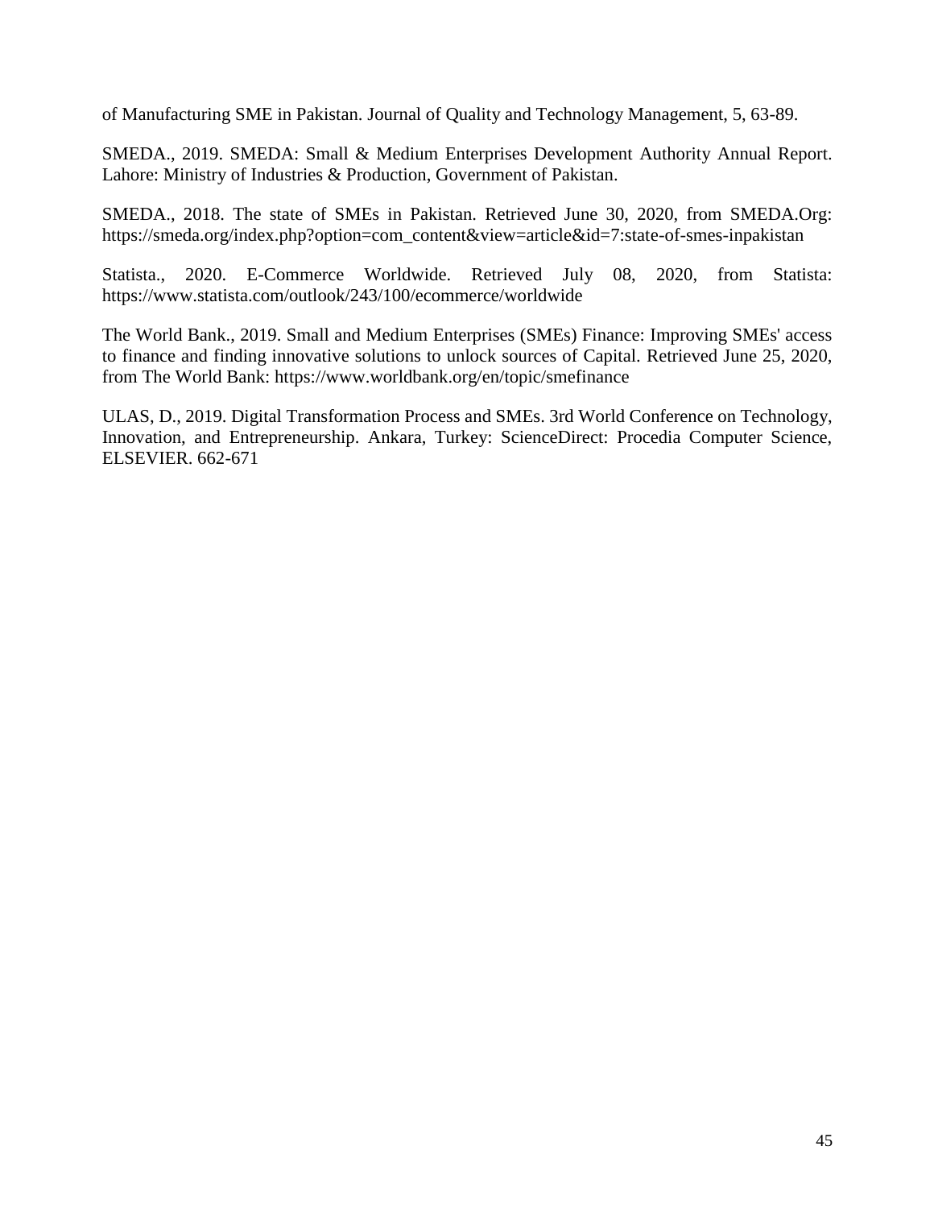of Manufacturing SME in Pakistan. Journal of Quality and Technology Management, 5, 63-89.

SMEDA., 2019. SMEDA: Small & Medium Enterprises Development Authority Annual Report. Lahore: Ministry of Industries & Production, Government of Pakistan.

SMEDA., 2018. The state of SMEs in Pakistan. Retrieved June 30, 2020, from SMEDA.Org: https://smeda.org/index.php?option=com_content&view=article&id=7:state-of-smes-inpakistan

Statista., 2020. E-Commerce Worldwide. Retrieved July 08, 2020, from Statista: https://www.statista.com/outlook/243/100/ecommerce/worldwide

The World Bank., 2019. Small and Medium Enterprises (SMEs) Finance: Improving SMEs' access to finance and finding innovative solutions to unlock sources of Capital. Retrieved June 25, 2020, from The World Bank: https://www.worldbank.org/en/topic/smefinance

ULAS, D., 2019. Digital Transformation Process and SMEs. 3rd World Conference on Technology, Innovation, and Entrepreneurship. Ankara, Turkey: ScienceDirect: Procedia Computer Science, ELSEVIER. 662-671